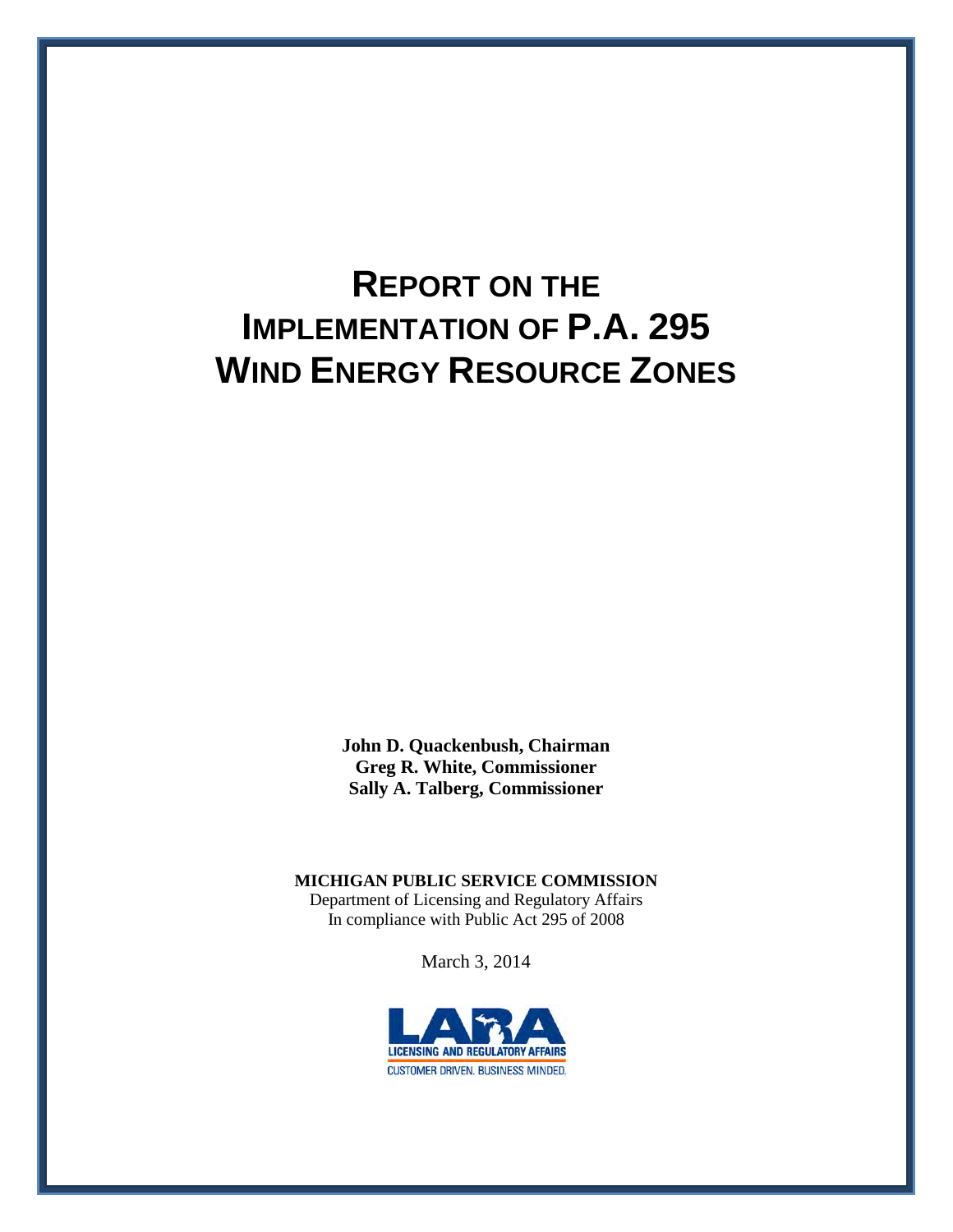# REPORT ON THE IMPLEMENTATION OF P.A. 295 WIND ENERGY RESOURCE ZONES

**John D. Quackenbush, Chairman**
**Greg R. White, Commissioner**
**Sally A. Talberg, Commissioner**

**MICHIGAN PUBLIC SERVICE COMMISSION**
Department of Licensing and Regulatory Affairs
In compliance with Public Act 295 of 2008

March 3, 2014

LARA
LICENSING AND REGULATORY AFFAIRS
CUSTOMER DRIVEN. BUSINESS MINDED.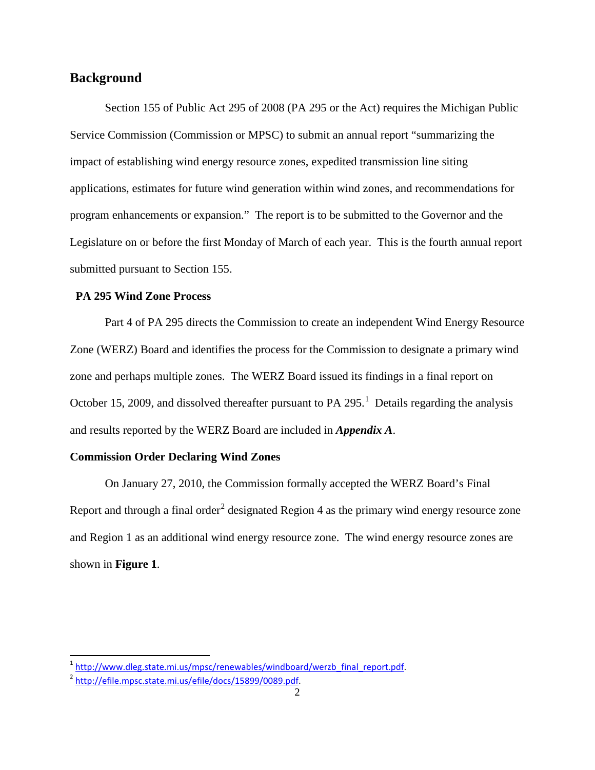## Background

Section 155 of Public Act 295 of 2008 (PA 295 or the Act) requires the Michigan Public Service Commission (Commission or MPSC) to submit an annual report "summarizing the impact of establishing wind energy resource zones, expedited transmission line siting applications, estimates for future wind generation within wind zones, and recommendations for program enhancements or expansion." The report is to be submitted to the Governor and the Legislature on or before the first Monday of March of each year. This is the fourth annual report submitted pursuant to Section 155.

### PA 295 Wind Zone Process

Part 4 of PA 295 directs the Commission to create an independent Wind Energy Resource Zone (WERZ) Board and identifies the process for the Commission to designate a primary wind zone and perhaps multiple zones. The WERZ Board issued its findings in a final report on October 15, 2009, and dissolved thereafter pursuant to PA 295.[1] Details regarding the analysis and results reported by the WERZ Board are included in ***Appendix A***.

### Commission Order Declaring Wind Zones

On January 27, 2010, the Commission formally accepted the WERZ Board's Final Report and through a final order[2] designated Region 4 as the primary wind energy resource zone and Region 1 as an additional wind energy resource zone. The wind energy resource zones are shown in **Figure 1**.

---

[1] http://www.dleg.state.mi.us/mpsc/renewables/windboard/werzb_final_report.pdf.

[2] http://efile.mpsc.state.mi.us/efile/docs/15899/0089.pdf.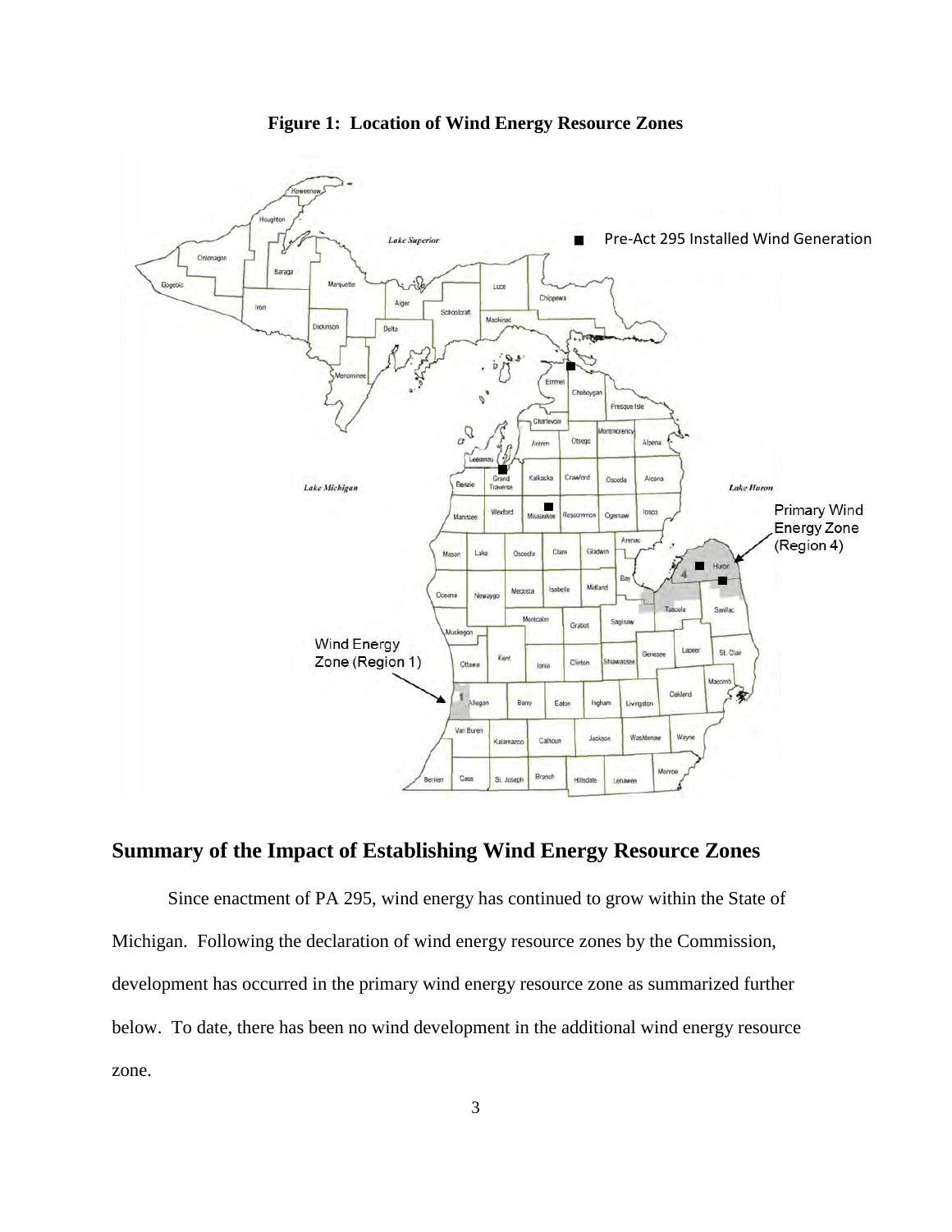**Figure 1: Location of Wind Energy Resource Zones**

## Summary of the Impact of Establishing Wind Energy Resource Zones

Since enactment of PA 295, wind energy has continued to grow within the State of Michigan. Following the declaration of wind energy resource zones by the Commission, development has occurred in the primary wind energy resource zone as summarized further below. To date, there has been no wind development in the additional wind energy resource zone.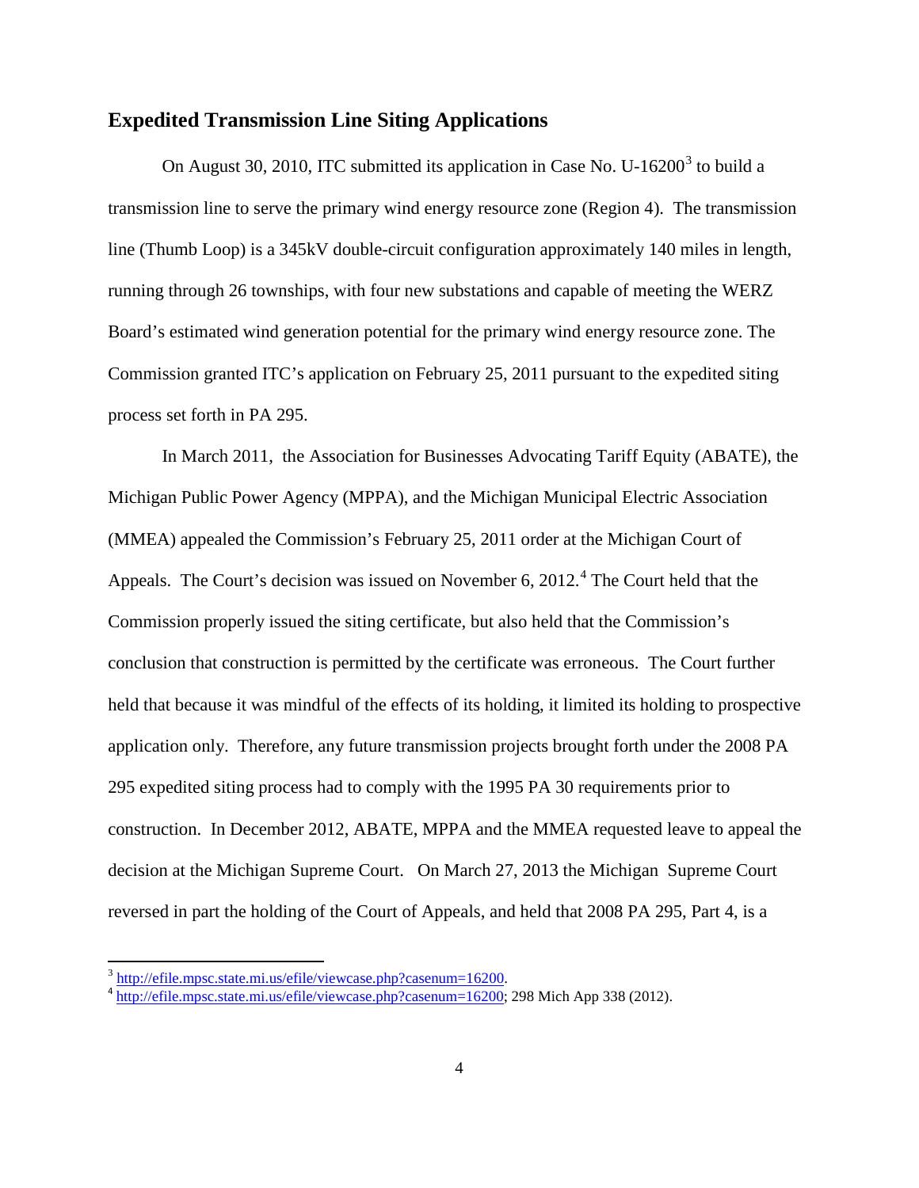## Expedited Transmission Line Siting Applications

On August 30, 2010, ITC submitted its application in Case No. U-16200[3] to build a transmission line to serve the primary wind energy resource zone (Region 4). The transmission line (Thumb Loop) is a 345kV double-circuit configuration approximately 140 miles in length, running through 26 townships, with four new substations and capable of meeting the WERZ Board's estimated wind generation potential for the primary wind energy resource zone. The Commission granted ITC's application on February 25, 2011 pursuant to the expedited siting process set forth in PA 295.

In March 2011, the Association for Businesses Advocating Tariff Equity (ABATE), the Michigan Public Power Agency (MPPA), and the Michigan Municipal Electric Association (MMEA) appealed the Commission's February 25, 2011 order at the Michigan Court of Appeals. The Court's decision was issued on November 6, 2012.[4] The Court held that the Commission properly issued the siting certificate, but also held that the Commission's conclusion that construction is permitted by the certificate was erroneous. The Court further held that because it was mindful of the effects of its holding, it limited its holding to prospective application only. Therefore, any future transmission projects brought forth under the 2008 PA 295 expedited siting process had to comply with the 1995 PA 30 requirements prior to construction. In December 2012, ABATE, MPPA and the MMEA requested leave to appeal the decision at the Michigan Supreme Court. On March 27, 2013 the Michigan Supreme Court reversed in part the holding of the Court of Appeals, and held that 2008 PA 295, Part 4, is a

---

[3] http://efile.mpsc.state.mi.us/efile/viewcase.php?casenum=16200.

[4] http://efile.mpsc.state.mi.us/efile/viewcase.php?casenum=16200; 298 Mich App 338 (2012).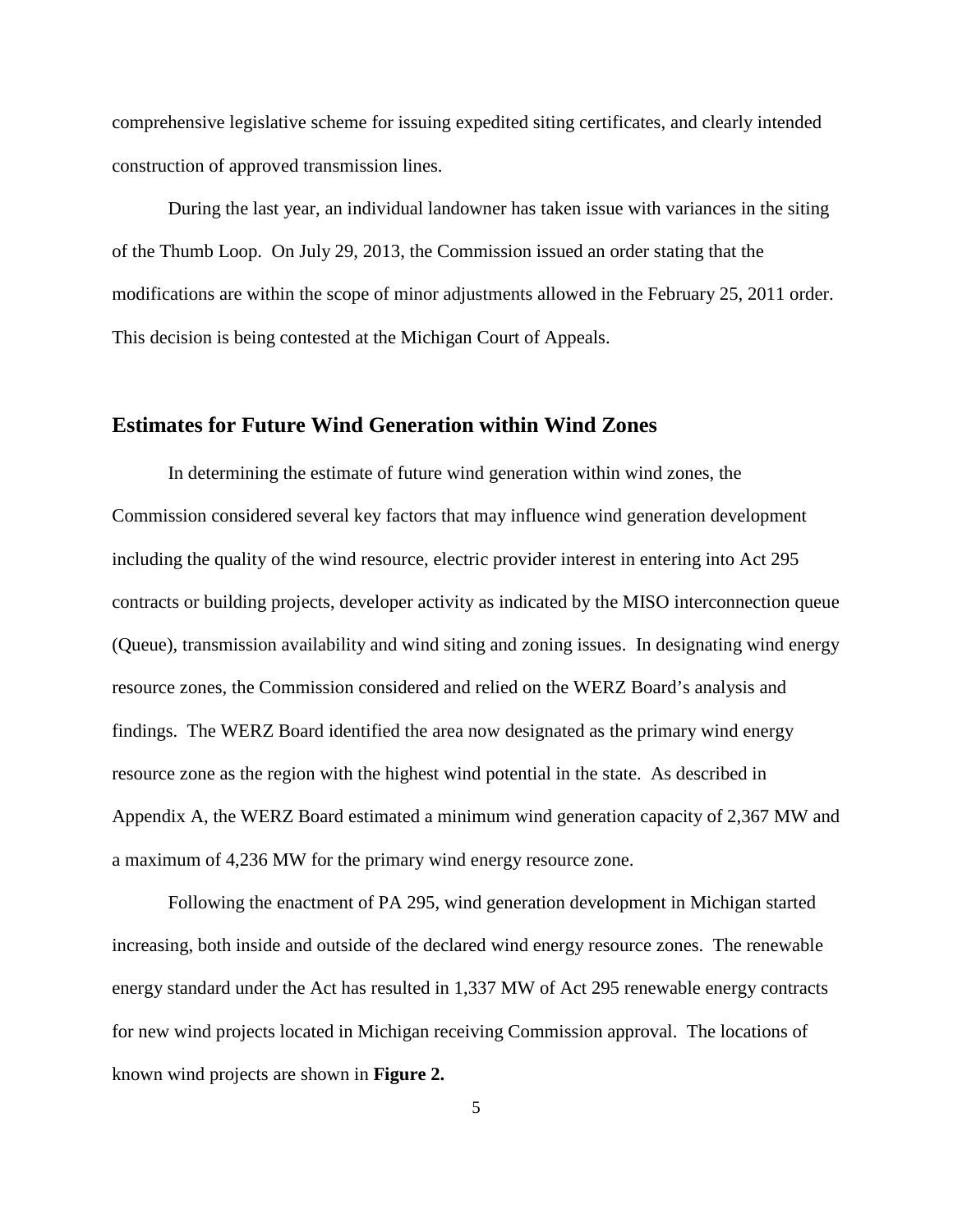comprehensive legislative scheme for issuing expedited siting certificates, and clearly intended construction of approved transmission lines.

During the last year, an individual landowner has taken issue with variances in the siting of the Thumb Loop. On July 29, 2013, the Commission issued an order stating that the modifications are within the scope of minor adjustments allowed in the February 25, 2011 order. This decision is being contested at the Michigan Court of Appeals.

## Estimates for Future Wind Generation within Wind Zones

In determining the estimate of future wind generation within wind zones, the Commission considered several key factors that may influence wind generation development including the quality of the wind resource, electric provider interest in entering into Act 295 contracts or building projects, developer activity as indicated by the MISO interconnection queue (Queue), transmission availability and wind siting and zoning issues. In designating wind energy resource zones, the Commission considered and relied on the WERZ Board's analysis and findings. The WERZ Board identified the area now designated as the primary wind energy resource zone as the region with the highest wind potential in the state. As described in Appendix A, the WERZ Board estimated a minimum wind generation capacity of 2,367 MW and a maximum of 4,236 MW for the primary wind energy resource zone.

Following the enactment of PA 295, wind generation development in Michigan started increasing, both inside and outside of the declared wind energy resource zones. The renewable energy standard under the Act has resulted in 1,337 MW of Act 295 renewable energy contracts for new wind projects located in Michigan receiving Commission approval. The locations of known wind projects are shown in **Figure 2.**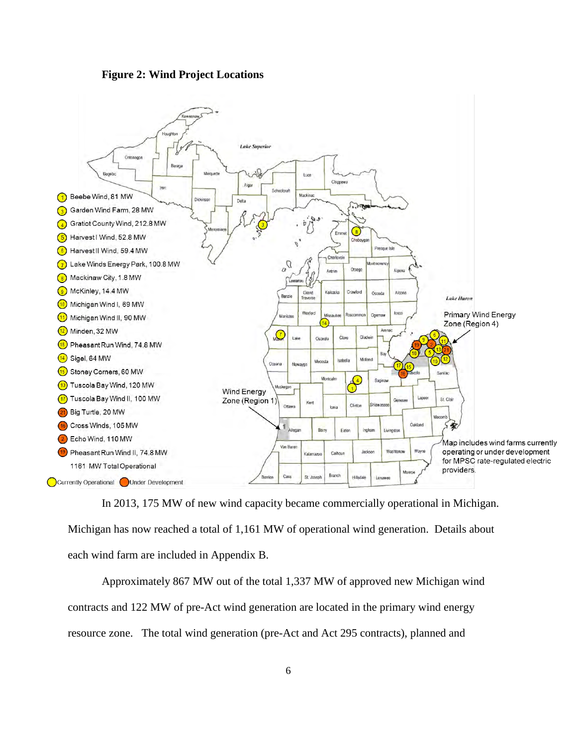**Figure 2: Wind Project Locations**

1. Beebe Wind, 81 MW
3. Garden Wind Farm, 28 MW
4. Gratiot County Wind, 212.8 MW
5. Harvest I Wind, 52.8 MW
6. Harvest II Wind, 59.4 MW
7. Lake Winds Energy Park, 100.8 MW
8. Mackinaw City, 1.8 MW
9. McKinley, 14.4 MW
10. Michigan Wind I, 69 MW
11. Michigan Wind II, 90 MW
12. Minden, 32 MW
18. Pheasant Run Wind, 74.8 MW
14. Sigel, 64 MW
15. Stoney Corners, 60 MW
13. Tuscola Bay Wind, 120 MW
17. Tuscola Bay Wind II, 100 MW
21. Big Turtle, 20 MW
16. Cross Winds, 105 MW
2. Echo Wind, 110 MW
19. Pheasant Run Wind II, 74.8 MW

1161 MW Total Operational

Currently Operational / Under Development

Primary Wind Energy Zone (Region 4)

Wind Energy Zone (Region 1)

Map includes wind farms currently operating or under development for MPSC rate-regulated electric providers.

In 2013, 175 MW of new wind capacity became commercially operational in Michigan. Michigan has now reached a total of 1,161 MW of operational wind generation. Details about each wind farm are included in Appendix B.

Approximately 867 MW out of the total 1,337 MW of approved new Michigan wind contracts and 122 MW of pre-Act wind generation are located in the primary wind energy resource zone. The total wind generation (pre-Act and Act 295 contracts), planned and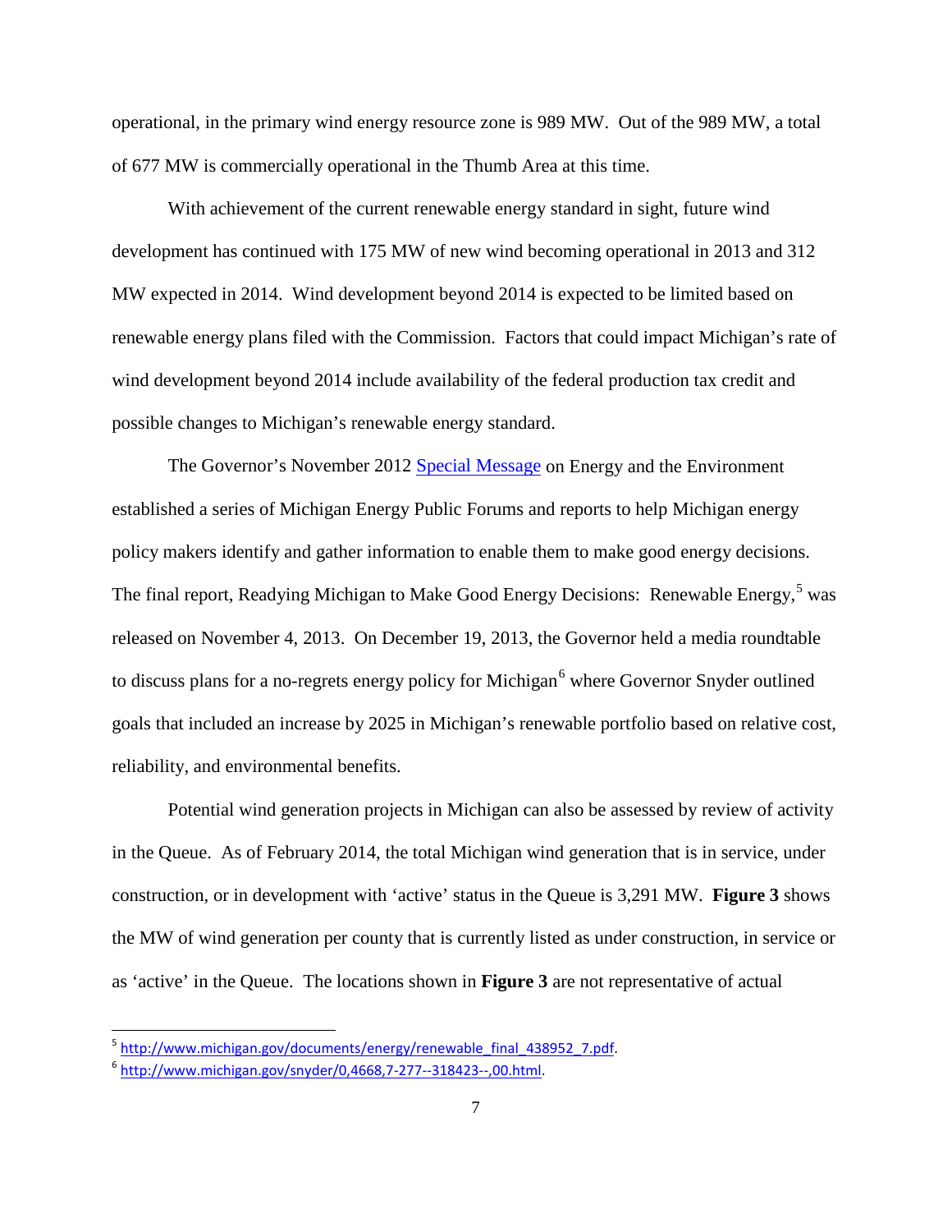operational, in the primary wind energy resource zone is 989 MW. Out of the 989 MW, a total of 677 MW is commercially operational in the Thumb Area at this time.

With achievement of the current renewable energy standard in sight, future wind development has continued with 175 MW of new wind becoming operational in 2013 and 312 MW expected in 2014. Wind development beyond 2014 is expected to be limited based on renewable energy plans filed with the Commission. Factors that could impact Michigan's rate of wind development beyond 2014 include availability of the federal production tax credit and possible changes to Michigan's renewable energy standard.

The Governor's November 2012 Special Message on Energy and the Environment established a series of Michigan Energy Public Forums and reports to help Michigan energy policy makers identify and gather information to enable them to make good energy decisions. The final report, Readying Michigan to Make Good Energy Decisions: Renewable Energy,[5] was released on November 4, 2013. On December 19, 2013, the Governor held a media roundtable to discuss plans for a no-regrets energy policy for Michigan[6] where Governor Snyder outlined goals that included an increase by 2025 in Michigan's renewable portfolio based on relative cost, reliability, and environmental benefits.

Potential wind generation projects in Michigan can also be assessed by review of activity in the Queue. As of February 2014, the total Michigan wind generation that is in service, under construction, or in development with 'active' status in the Queue is 3,291 MW. **Figure 3** shows the MW of wind generation per county that is currently listed as under construction, in service or as 'active' in the Queue. The locations shown in **Figure 3** are not representative of actual

---

[5] http://www.michigan.gov/documents/energy/renewable_final_438952_7.pdf.

[6] http://www.michigan.gov/snyder/0,4668,7-277--318423--,00.html.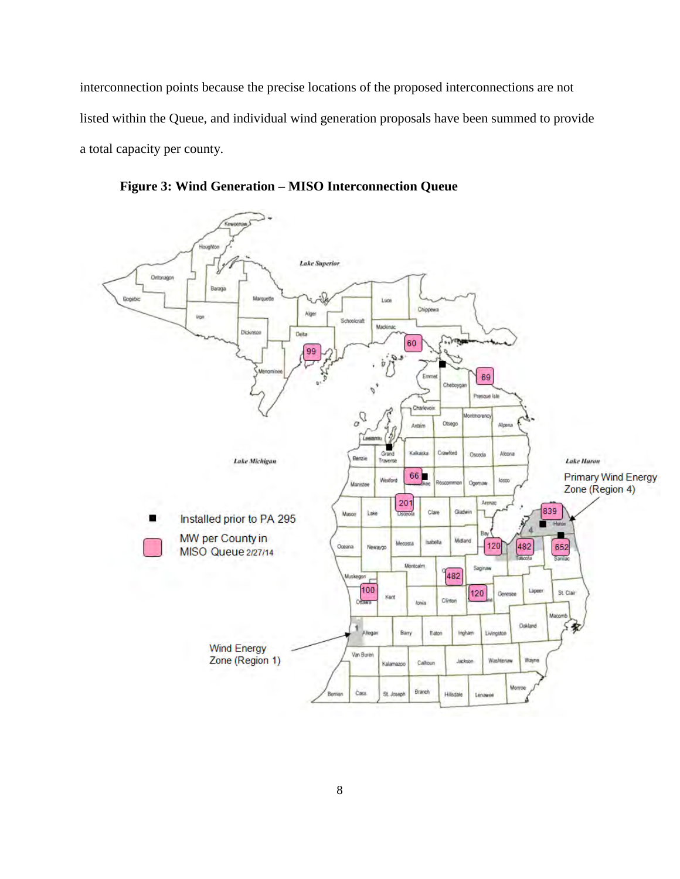interconnection points because the precise locations of the proposed interconnections are not listed within the Queue, and individual wind generation proposals have been summed to provide a total capacity per county.

**Figure 3: Wind Generation – MISO Interconnection Queue**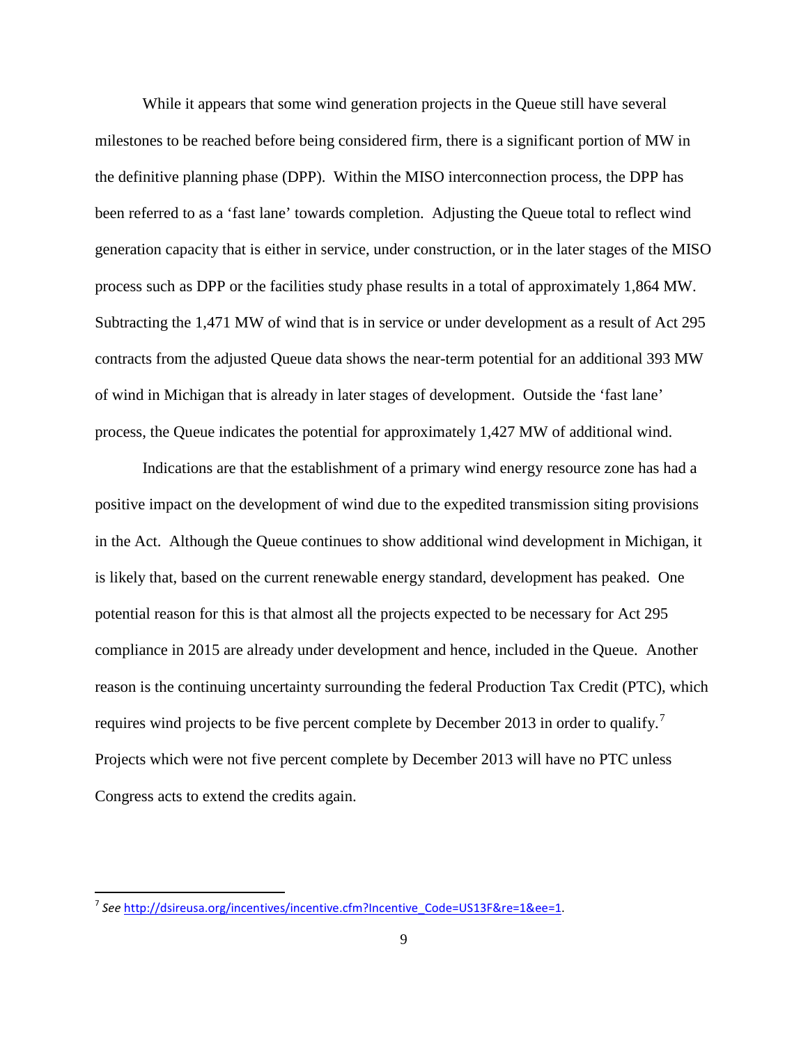While it appears that some wind generation projects in the Queue still have several milestones to be reached before being considered firm, there is a significant portion of MW in the definitive planning phase (DPP). Within the MISO interconnection process, the DPP has been referred to as a 'fast lane' towards completion. Adjusting the Queue total to reflect wind generation capacity that is either in service, under construction, or in the later stages of the MISO process such as DPP or the facilities study phase results in a total of approximately 1,864 MW. Subtracting the 1,471 MW of wind that is in service or under development as a result of Act 295 contracts from the adjusted Queue data shows the near-term potential for an additional 393 MW of wind in Michigan that is already in later stages of development. Outside the 'fast lane' process, the Queue indicates the potential for approximately 1,427 MW of additional wind.

Indications are that the establishment of a primary wind energy resource zone has had a positive impact on the development of wind due to the expedited transmission siting provisions in the Act. Although the Queue continues to show additional wind development in Michigan, it is likely that, based on the current renewable energy standard, development has peaked. One potential reason for this is that almost all the projects expected to be necessary for Act 295 compliance in 2015 are already under development and hence, included in the Queue. Another reason is the continuing uncertainty surrounding the federal Production Tax Credit (PTC), which requires wind projects to be five percent complete by December 2013 in order to qualify.[7] Projects which were not five percent complete by December 2013 will have no PTC unless Congress acts to extend the credits again.

---

[7] *See* http://dsireusa.org/incentives/incentive.cfm?Incentive_Code=US13F&re=1&ee=1.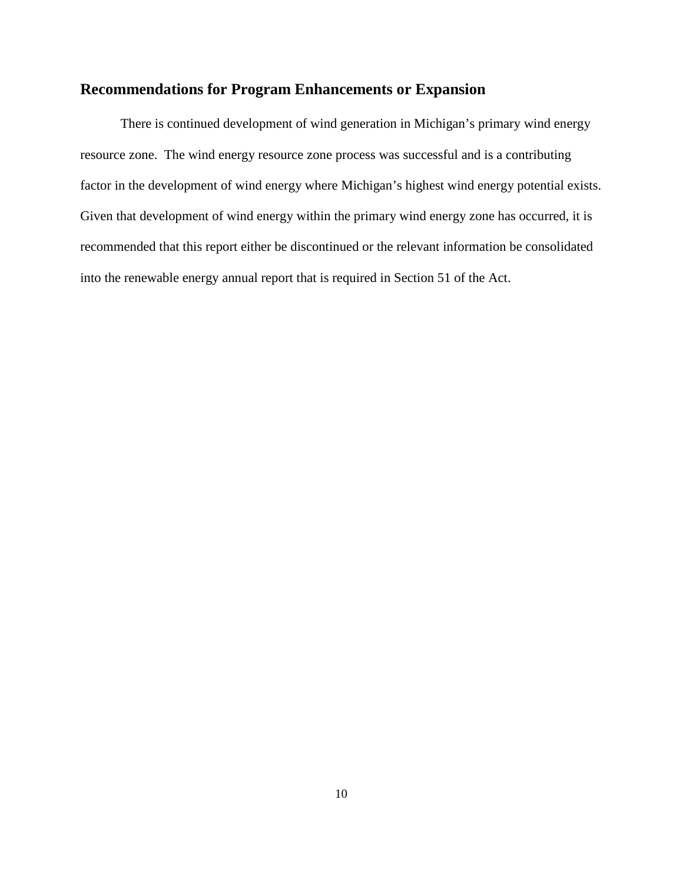## Recommendations for Program Enhancements or Expansion

There is continued development of wind generation in Michigan's primary wind energy resource zone. The wind energy resource zone process was successful and is a contributing factor in the development of wind energy where Michigan's highest wind energy potential exists. Given that development of wind energy within the primary wind energy zone has occurred, it is recommended that this report either be discontinued or the relevant information be consolidated into the renewable energy annual report that is required in Section 51 of the Act.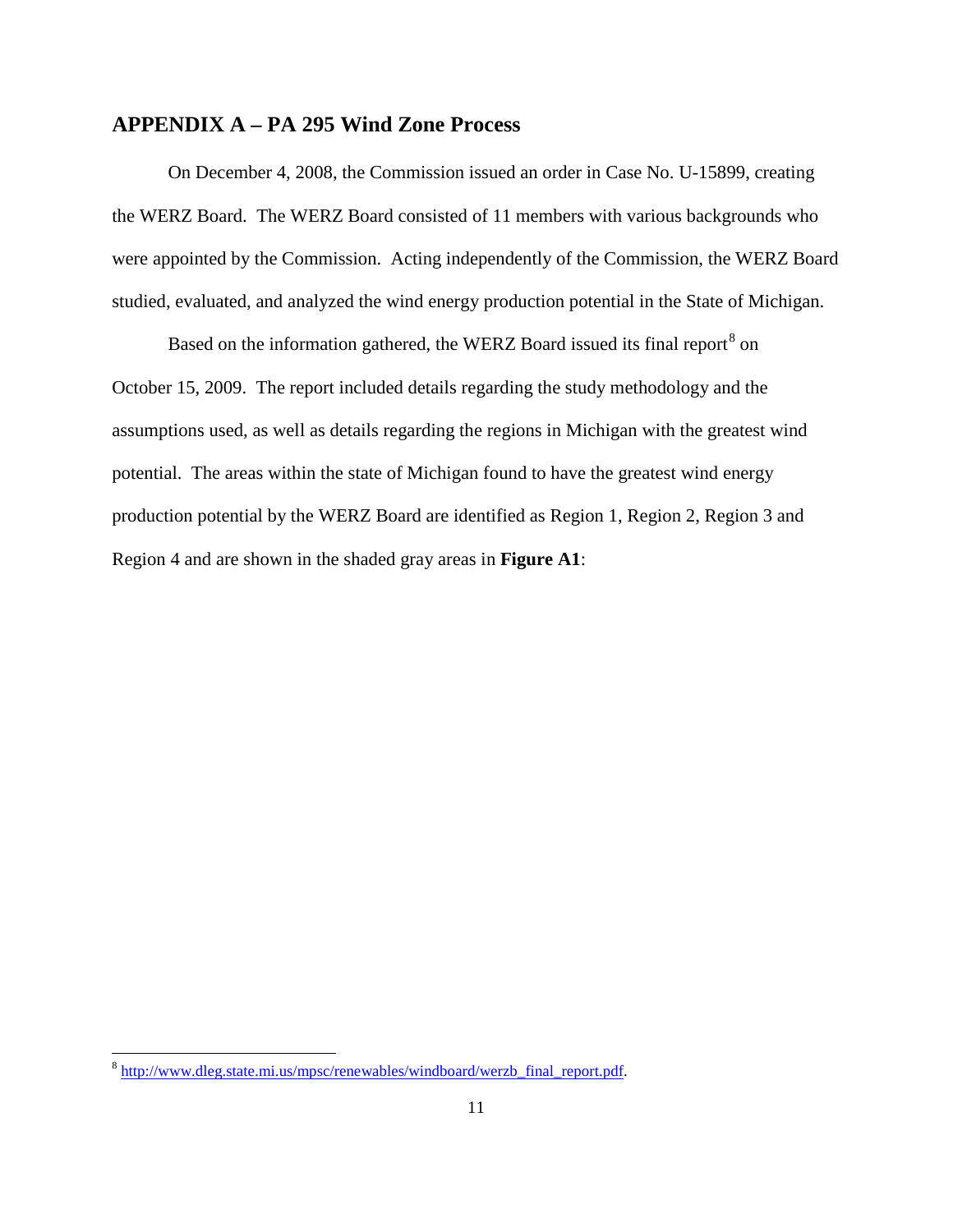## APPENDIX A – PA 295 Wind Zone Process

On December 4, 2008, the Commission issued an order in Case No. U-15899, creating the WERZ Board. The WERZ Board consisted of 11 members with various backgrounds who were appointed by the Commission. Acting independently of the Commission, the WERZ Board studied, evaluated, and analyzed the wind energy production potential in the State of Michigan.

Based on the information gathered, the WERZ Board issued its final report[8] on October 15, 2009. The report included details regarding the study methodology and the assumptions used, as well as details regarding the regions in Michigan with the greatest wind potential. The areas within the state of Michigan found to have the greatest wind energy production potential by the WERZ Board are identified as Region 1, Region 2, Region 3 and Region 4 and are shown in the shaded gray areas in **Figure A1**:

[8] http://www.dleg.state.mi.us/mpsc/renewables/windboard/werzb_final_report.pdf.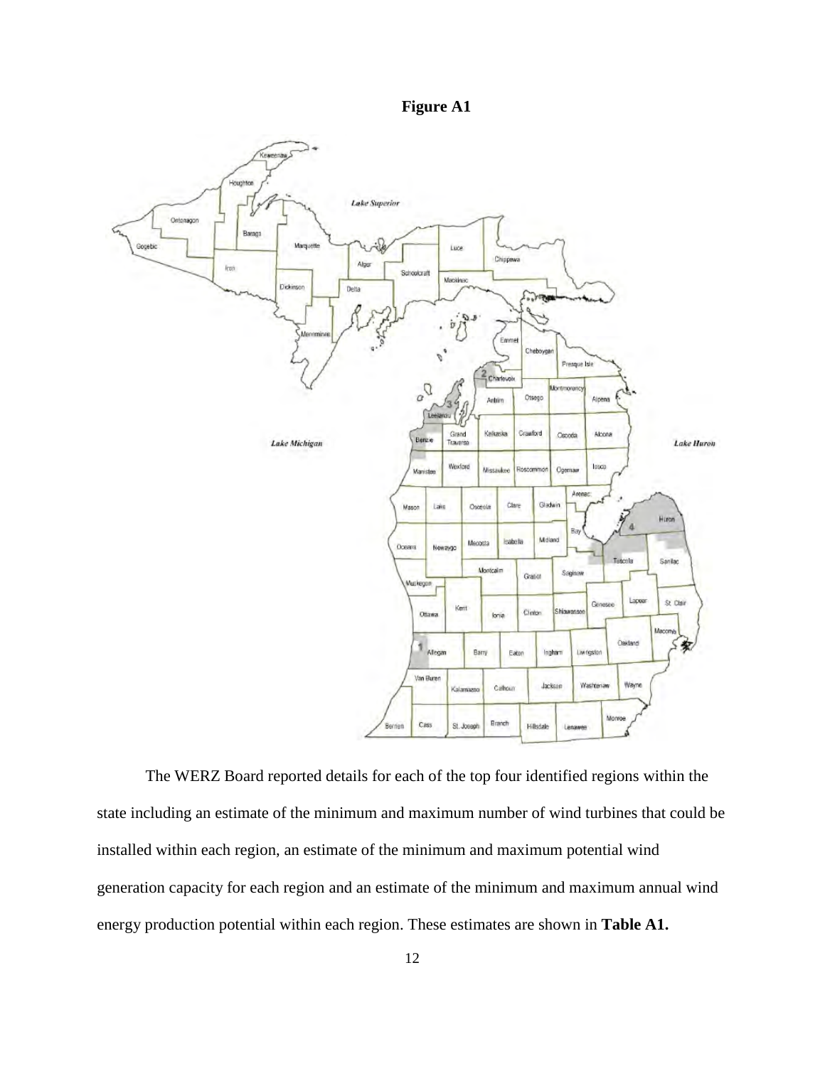**Figure A1**

The WERZ Board reported details for each of the top four identified regions within the state including an estimate of the minimum and maximum number of wind turbines that could be installed within each region, an estimate of the minimum and maximum potential wind generation capacity for each region and an estimate of the minimum and maximum annual wind energy production potential within each region. These estimates are shown in **Table A1.**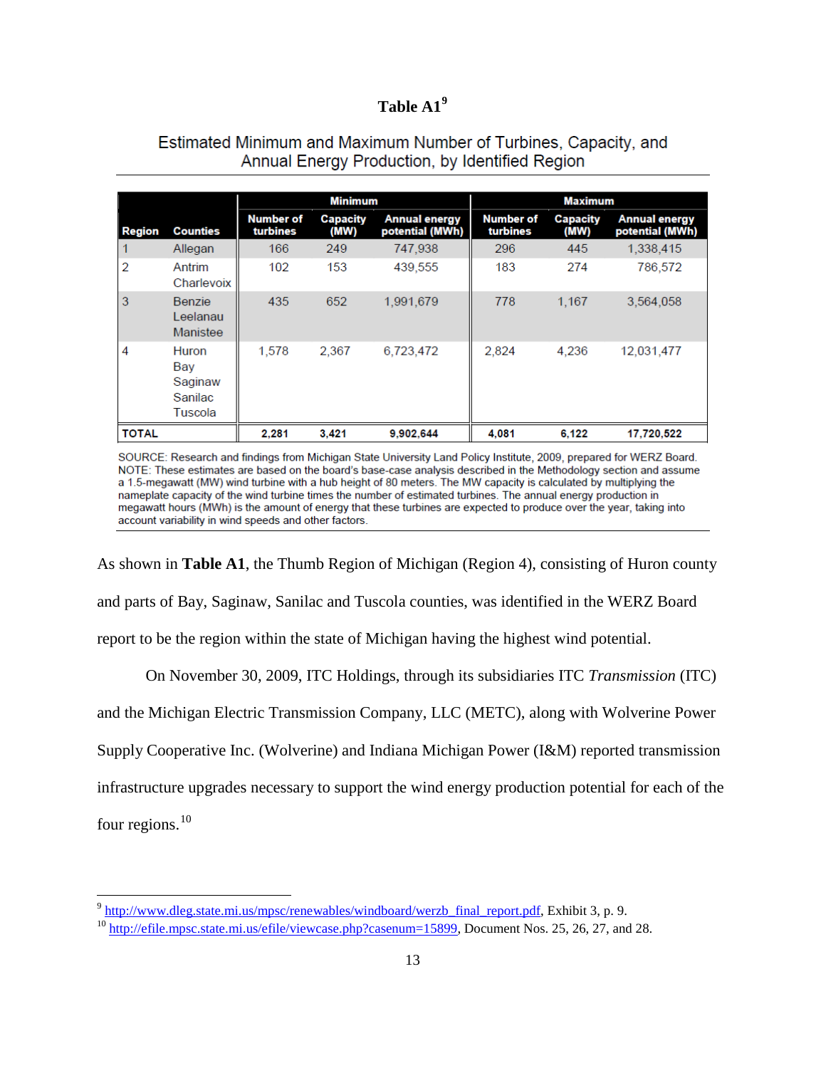## Table A1[9]

Estimated Minimum and Maximum Number of Turbines, Capacity, and Annual Energy Production, by Identified Region

| Region | Counties | Minimum | | | Maximum | | |
|---|---|---|---|---|---|---|---|
| | | Number of turbines | Capacity (MW) | Annual energy potential (MWh) | Number of turbines | Capacity (MW) | Annual energy potential (MWh) |
| 1 | Allegan | 166 | 249 | 747,938 | 296 | 445 | 1,338,415 |
| 2 | Antrim<br>Charlevoix | 102 | 153 | 439,555 | 183 | 274 | 786,572 |
| 3 | Benzie<br>Leelanau<br>Manistee | 435 | 652 | 1,991,679 | 778 | 1,167 | 3,564,058 |
| 4 | Huron<br>Bay<br>Saginaw<br>Sanilac<br>Tuscola | 1,578 | 2,367 | 6,723,472 | 2,824 | 4,236 | 12,031,477 |
| **TOTAL** | | **2,281** | **3,421** | **9,902,644** | **4,081** | **6,122** | **17,720,522** |

SOURCE: Research and findings from Michigan State University Land Policy Institute, 2009, prepared for WERZ Board.
NOTE: These estimates are based on the board's base-case analysis described in the Methodology section and assume a 1.5-megawatt (MW) wind turbine with a hub height of 80 meters. The MW capacity is calculated by multiplying the nameplate capacity of the wind turbine times the number of estimated turbines. The annual energy production in megawatt hours (MWh) is the amount of energy that these turbines are expected to produce over the year, taking into account variability in wind speeds and other factors.

As shown in **Table A1**, the Thumb Region of Michigan (Region 4), consisting of Huron county and parts of Bay, Saginaw, Sanilac and Tuscola counties, was identified in the WERZ Board report to be the region within the state of Michigan having the highest wind potential.

On November 30, 2009, ITC Holdings, through its subsidiaries ITC *Transmission* (ITC) and the Michigan Electric Transmission Company, LLC (METC), along with Wolverine Power Supply Cooperative Inc. (Wolverine) and Indiana Michigan Power (I&M) reported transmission infrastructure upgrades necessary to support the wind energy production potential for each of the four regions.[10]

---

[9] http://www.dleg.state.mi.us/mpsc/renewables/windboard/werzb_final_report.pdf, Exhibit 3, p. 9.

[10] http://efile.mpsc.state.mi.us/efile/viewcase.php?casenum=15899, Document Nos. 25, 26, 27, and 28.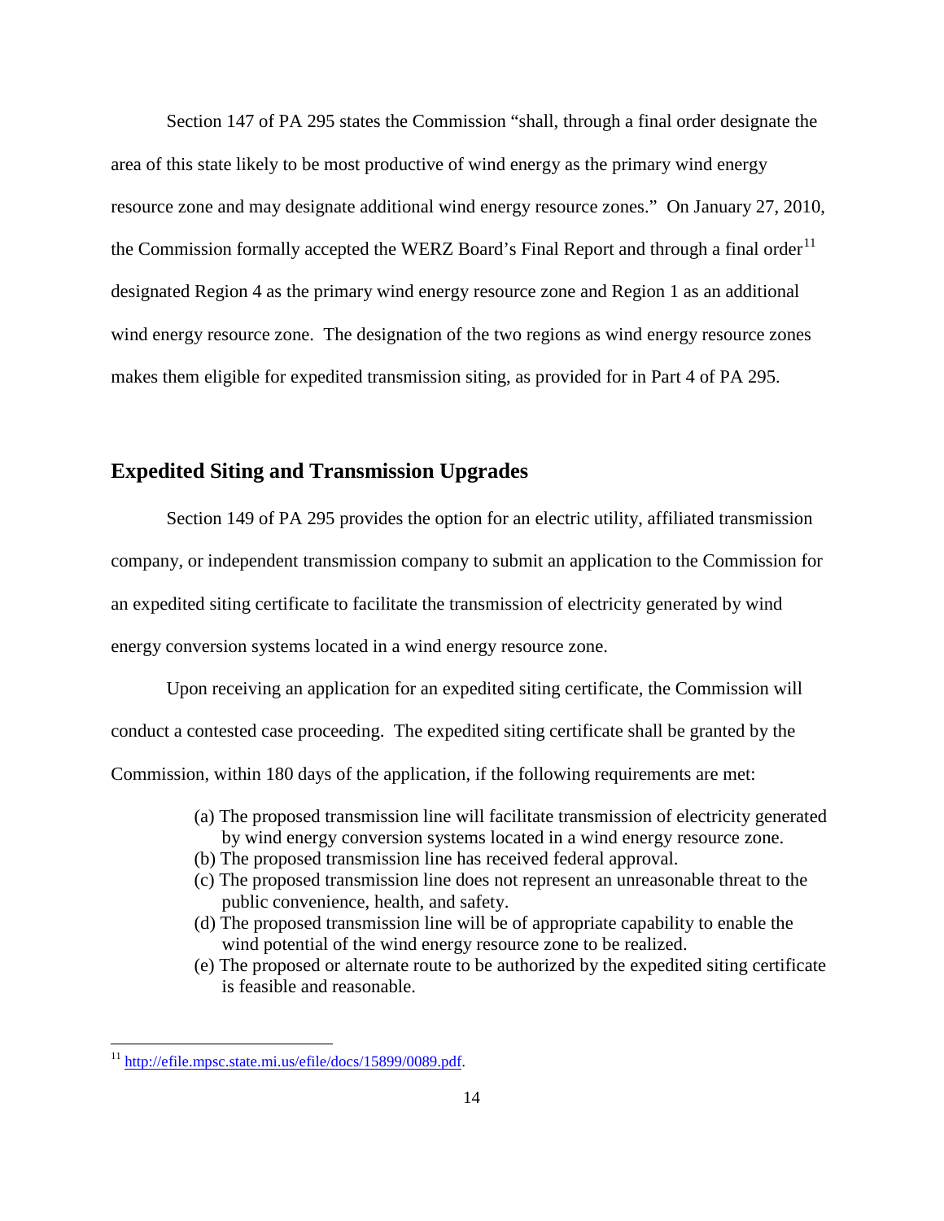Section 147 of PA 295 states the Commission "shall, through a final order designate the area of this state likely to be most productive of wind energy as the primary wind energy resource zone and may designate additional wind energy resource zones." On January 27, 2010, the Commission formally accepted the WERZ Board's Final Report and through a final order[11] designated Region 4 as the primary wind energy resource zone and Region 1 as an additional wind energy resource zone. The designation of the two regions as wind energy resource zones makes them eligible for expedited transmission siting, as provided for in Part 4 of PA 295.

## Expedited Siting and Transmission Upgrades

Section 149 of PA 295 provides the option for an electric utility, affiliated transmission company, or independent transmission company to submit an application to the Commission for an expedited siting certificate to facilitate the transmission of electricity generated by wind energy conversion systems located in a wind energy resource zone.

Upon receiving an application for an expedited siting certificate, the Commission will conduct a contested case proceeding. The expedited siting certificate shall be granted by the Commission, within 180 days of the application, if the following requirements are met:

- (a) The proposed transmission line will facilitate transmission of electricity generated by wind energy conversion systems located in a wind energy resource zone.
- (b) The proposed transmission line has received federal approval.
- (c) The proposed transmission line does not represent an unreasonable threat to the public convenience, health, and safety.
- (d) The proposed transmission line will be of appropriate capability to enable the wind potential of the wind energy resource zone to be realized.
- (e) The proposed or alternate route to be authorized by the expedited siting certificate is feasible and reasonable.

---

[11] http://efile.mpsc.state.mi.us/efile/docs/15899/0089.pdf.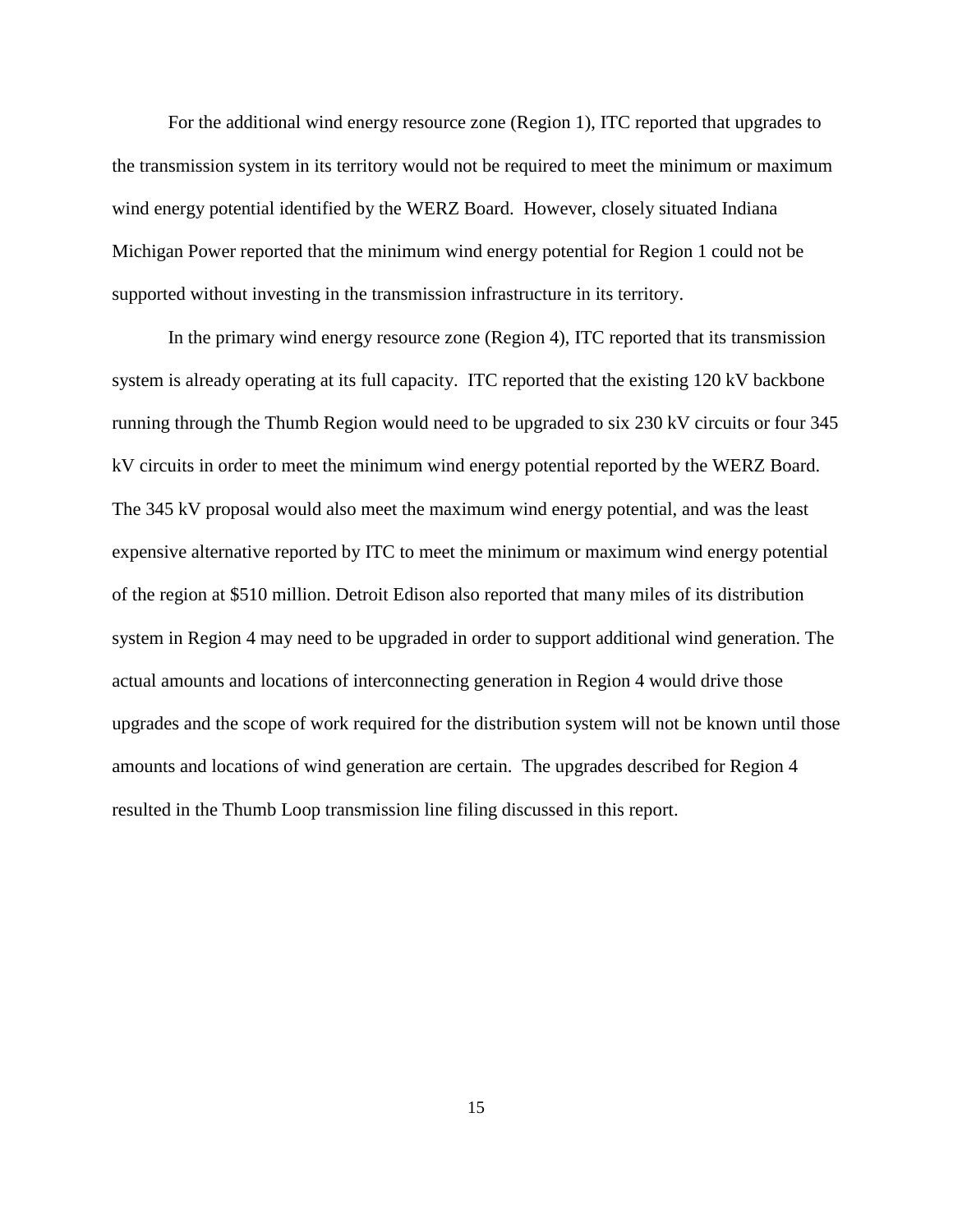For the additional wind energy resource zone (Region 1), ITC reported that upgrades to the transmission system in its territory would not be required to meet the minimum or maximum wind energy potential identified by the WERZ Board. However, closely situated Indiana Michigan Power reported that the minimum wind energy potential for Region 1 could not be supported without investing in the transmission infrastructure in its territory.

In the primary wind energy resource zone (Region 4), ITC reported that its transmission system is already operating at its full capacity. ITC reported that the existing 120 kV backbone running through the Thumb Region would need to be upgraded to six 230 kV circuits or four 345 kV circuits in order to meet the minimum wind energy potential reported by the WERZ Board. The 345 kV proposal would also meet the maximum wind energy potential, and was the least expensive alternative reported by ITC to meet the minimum or maximum wind energy potential of the region at $510 million. Detroit Edison also reported that many miles of its distribution system in Region 4 may need to be upgraded in order to support additional wind generation. The actual amounts and locations of interconnecting generation in Region 4 would drive those upgrades and the scope of work required for the distribution system will not be known until those amounts and locations of wind generation are certain. The upgrades described for Region 4 resulted in the Thumb Loop transmission line filing discussed in this report.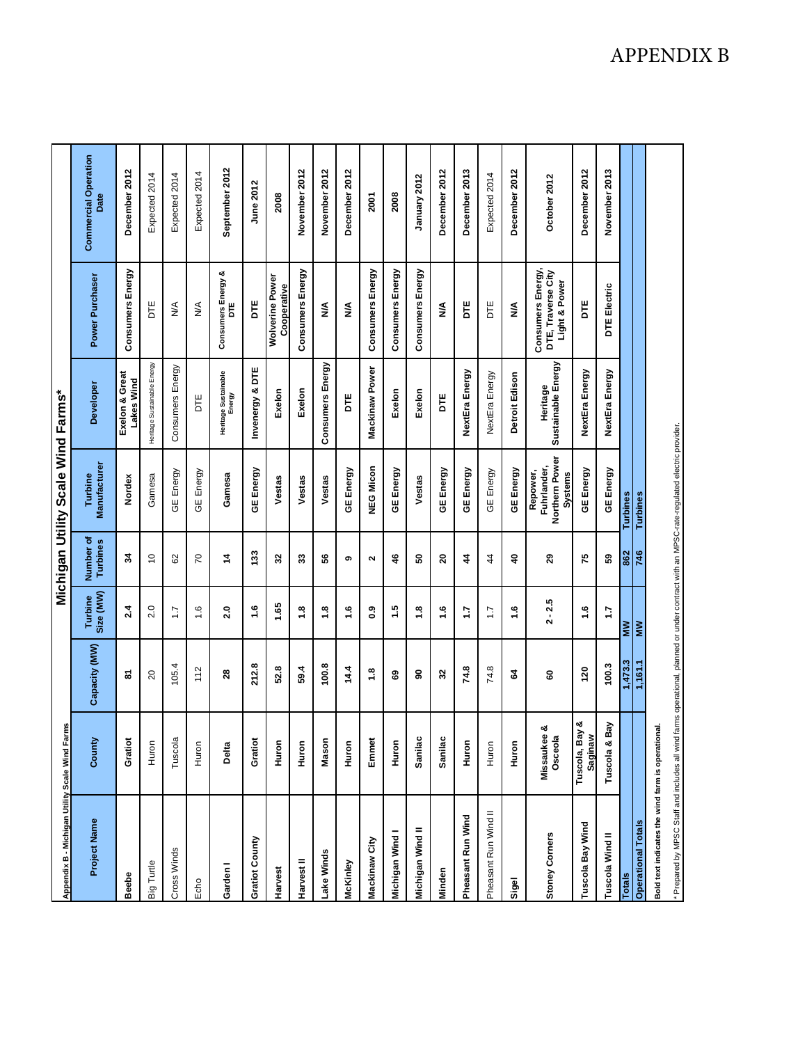# APPENDIX B

Appendix B - Michigan Utility Scale Wind Farms

## Michigan Utility Scale Wind Farms*

| Project Name | County | Capacity (MW) | Turbine Size (MW) | Number of Turbines | Turbine Manufacturer | Developer | Power Purchaser | Commercial Operation Date |
|---|---|---|---|---|---|---|---|---|
| **Beebe** | **Gratiot** | **81** | **2.4** | **34** | **Nordex** | **Exelon & Great Lakes Wind** | **Consumers Energy** | **December 2012** |
| Big Turtle | Huron | 20 | 2.0 | 10 | Gamesa | Heritage Sustainable Energy | DTE | Expected 2014 |
| Cross Winds | Tuscola | 105.4 | 1.7 | 62 | GE Energy | Consumers Energy | N/A | Expected 2014 |
| Echo | Huron | 112 | 1.6 | 70 | GE Energy | DTE | N/A | Expected 2014 |
| **Garden I** | **Delta** | **28** | **2.0** | **14** | **Gamesa** | **Heritage Sustainable Energy** | **Consumers Energy & DTE** | **September 2012** |
| **Gratiot County** | **Gratiot** | **212.8** | **1.6** | **133** | **GE Energy** | **Invenergy & DTE** | **DTE** | **June 2012** |
| **Harvest** | **Huron** | **52.8** | **1.65** | **32** | **Vestas** | **Exelon** | **Wolverine Power Cooperative** | **2008** |
| **Harvest II** | **Huron** | **59.4** | **1.8** | **33** | **Vestas** | **Exelon** | **Consumers Energy** | **November 2012** |
| **Lake Winds** | **Mason** | **100.8** | **1.8** | **56** | **Vestas** | **Consumers Energy** | **N/A** | **November 2012** |
| **McKinley** | **Huron** | **14.4** | **1.6** | **9** | **GE Energy** | **DTE** | **N/A** | **December 2012** |
| **Mackinaw City** | **Emmet** | **1.8** | **0.9** | **2** | **NEG Micon** | **Mackinaw Power** | **Consumers Energy** | **2001** |
| **Michigan Wind I** | **Huron** | **69** | **1.5** | **46** | **GE Energy** | **Exelon** | **Consumers Energy** | **2008** |
| **Michigan Wind II** | **Sanilac** | **90** | **1.8** | **50** | **Vestas** | **Exelon** | **Consumers Energy** | **January 2012** |
| **Minden** | **Sanilac** | **32** | **1.6** | **20** | **GE Energy** | **DTE** | **N/A** | **December 2012** |
| **Pheasant Run Wind** | **Huron** | **74.8** | **1.7** | **44** | **GE Energy** | **NextEra Energy** | **DTE** | **December 2013** |
| Pheasant Run Wind II | Huron | 74.8 | 1.7 | 44 | GE Energy | NextEra Energy | DTE | Expected 2014 |
| **Sigel** | **Huron** | **64** | **1.6** | **40** | **GE Energy** | **Detroit Edison** | **N/A** | **December 2012** |
| **Stoney Corners** | **Missaukee & Osceola** | **60** | **2 - 2.5** | **29** | **Repower, Fuhrlander, Northern Power Systems** | **Heritage Sustainable Energy** | **Consumers Energy, DTE, Traverse City Light & Power** | **October 2012** |
| **Tuscola Bay Wind** | **Tuscola, Bay & Saginaw** | **120** | **1.6** | **75** | **GE Energy** | **NextEra Energy** | **DTE** | **December 2012** |
| **Tuscola Wind II** | **Tuscola & Bay** | **100.3** | **1.7** | **59** | **GE Energy** | **NextEra Energy** | **DTE Electric** | **November 2013** |
| **Totals** | | **1,473.3** | **MW** | **862** | **Turbines** | | | |
| **Operational Totals** | | **1,161.1** | **MW** | **746** | **Turbines** | | | |

**Bold text indicates the wind farm is operational.**

\* Prepared by MPSC Staff and includes all wind farms operational, planned or under contract with an MPSC-rate-regulated electric provider.